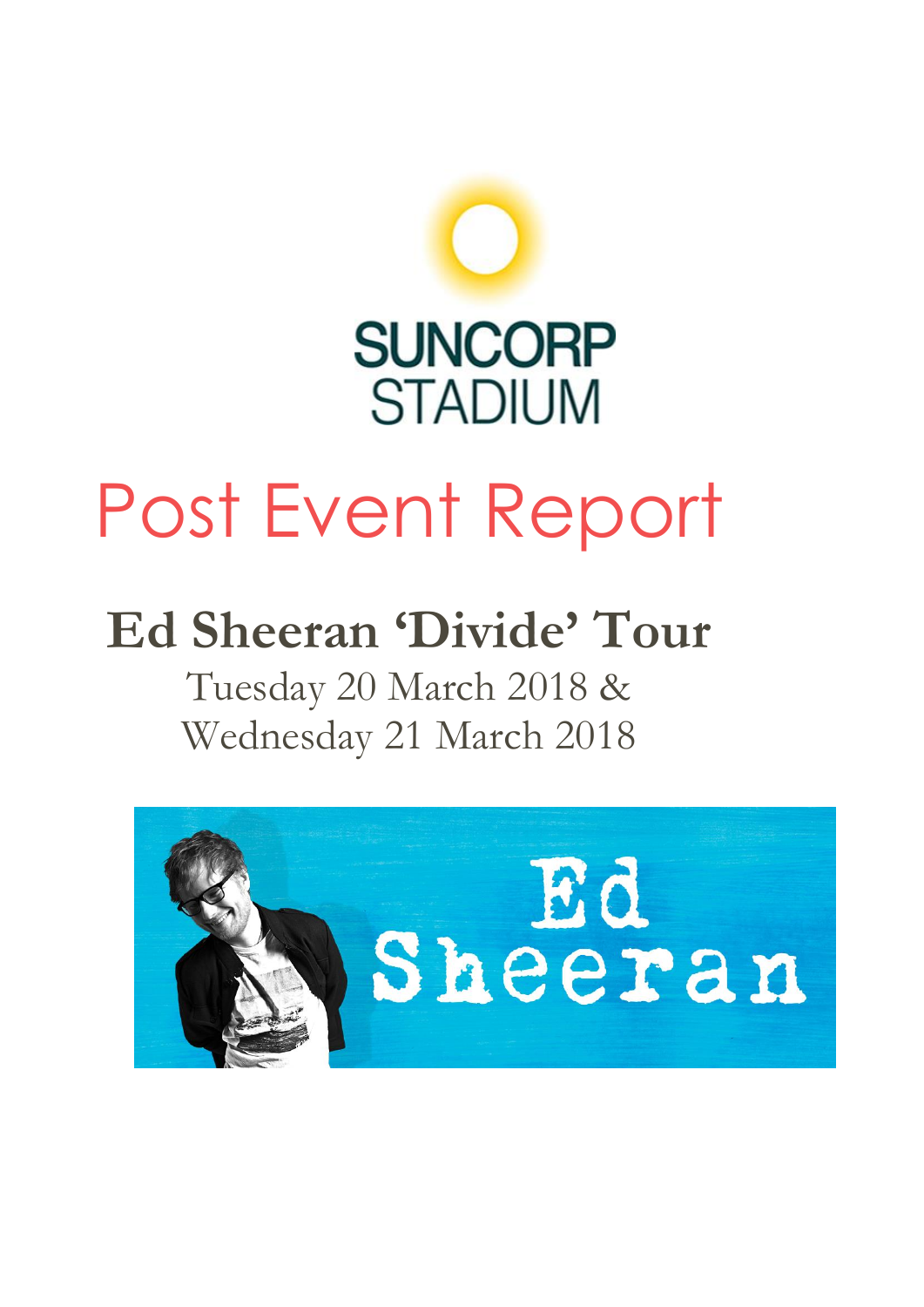SUNCORP STADIUM

# Post Event Report

## Ed Sheeran 'Divide' Tour

Tuesday 20 March 2018 &
Wednesday 21 March 2018

Ed Sheeran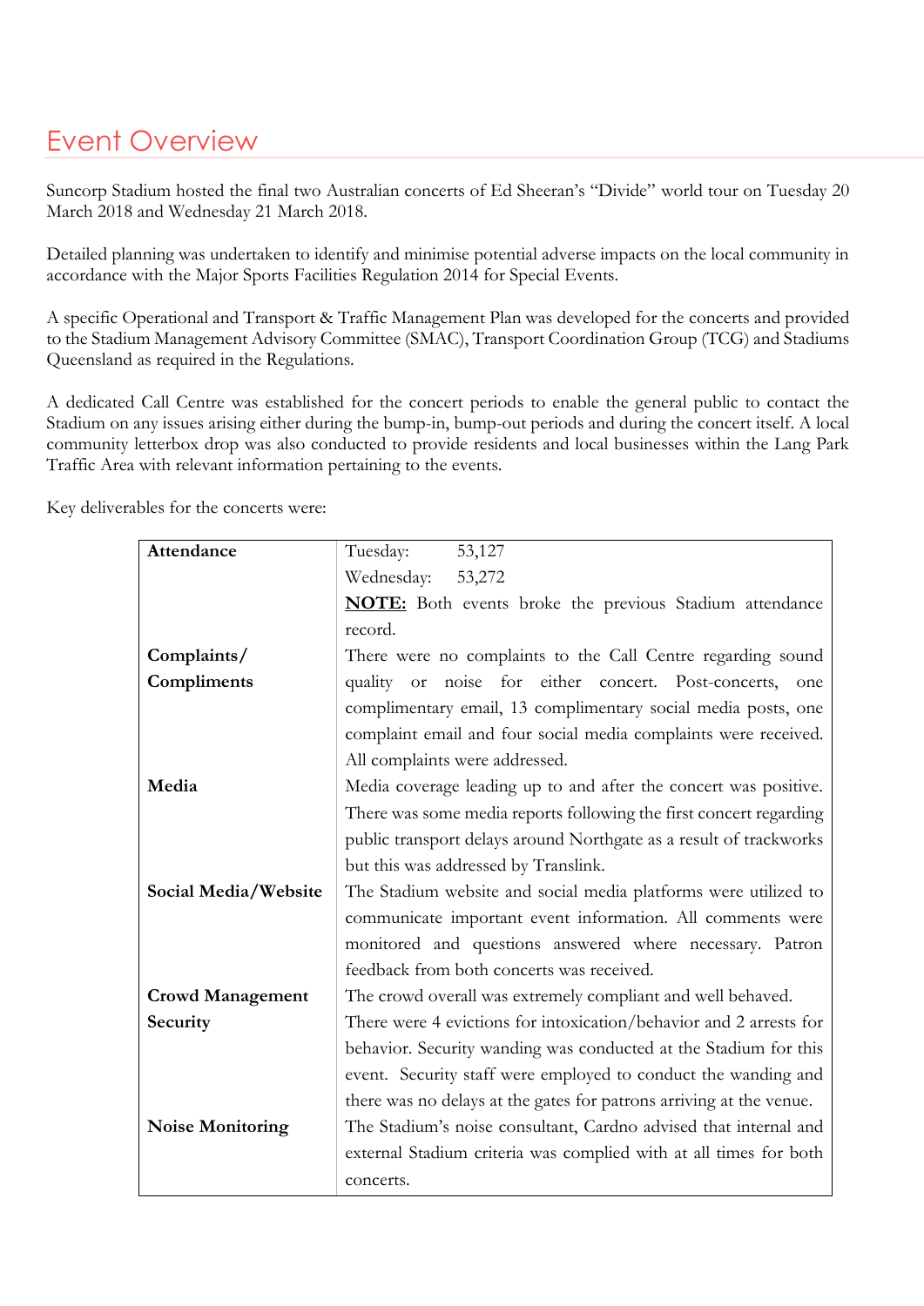# Event Overview

Suncorp Stadium hosted the final two Australian concerts of Ed Sheeran's "Divide" world tour on Tuesday 20 March 2018 and Wednesday 21 March 2018.

Detailed planning was undertaken to identify and minimise potential adverse impacts on the local community in accordance with the Major Sports Facilities Regulation 2014 for Special Events.

A specific Operational and Transport & Traffic Management Plan was developed for the concerts and provided to the Stadium Management Advisory Committee (SMAC), Transport Coordination Group (TCG) and Stadiums Queensland as required in the Regulations.

A dedicated Call Centre was established for the concert periods to enable the general public to contact the Stadium on any issues arising either during the bump-in, bump-out periods and during the concert itself. A local community letterbox drop was also conducted to provide residents and local businesses within the Lang Park Traffic Area with relevant information pertaining to the events.

Key deliverables for the concerts were:

| | |
|---|---|
| **Attendance** | Tuesday: 53,127<br>Wednesday: 53,272<br>**NOTE:** Both events broke the previous Stadium attendance record. |
| **Complaints/ Compliments** | There were no complaints to the Call Centre regarding sound quality or noise for either concert. Post-concerts, one complimentary email, 13 complimentary social media posts, one complaint email and four social media complaints were received. All complaints were addressed. |
| **Media** | Media coverage leading up to and after the concert was positive. There was some media reports following the first concert regarding public transport delays around Northgate as a result of trackworks but this was addressed by Translink. |
| **Social Media/Website** | The Stadium website and social media platforms were utilized to communicate important event information. All comments were monitored and questions answered where necessary. Patron feedback from both concerts was received. |
| **Crowd Management Security** | The crowd overall was extremely compliant and well behaved. There were 4 evictions for intoxication/behavior and 2 arrests for behavior. Security wanding was conducted at the Stadium for this event. Security staff were employed to conduct the wanding and there was no delays at the gates for patrons arriving at the venue. |
| **Noise Monitoring** | The Stadium's noise consultant, Cardno advised that internal and external Stadium criteria was complied with at all times for both concerts. |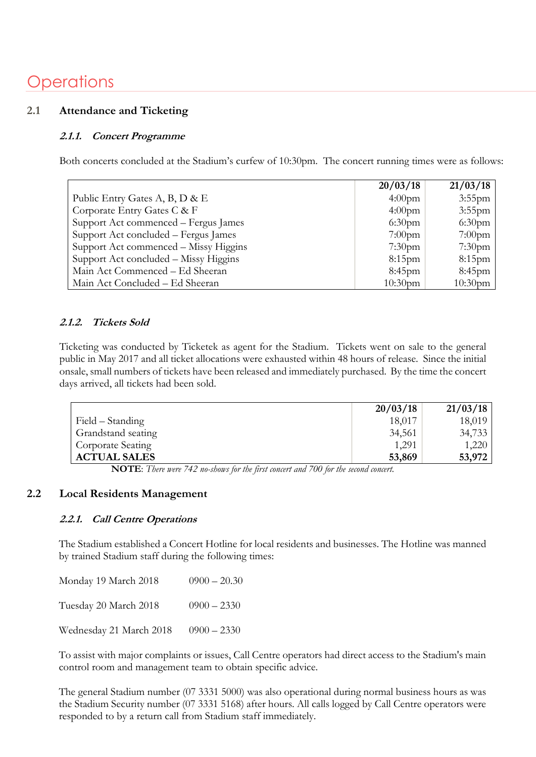# Operations

## 2.1 Attendance and Ticketing

### *2.1.1. Concert Programme*

Both concerts concluded at the Stadium's curfew of 10:30pm. The concert running times were as follows:

| | 20/03/18 | 21/03/18 |
|---|---|---|
| Public Entry Gates A, B, D & E | 4:00pm | 3:55pm |
| Corporate Entry Gates C & F | 4:00pm | 3:55pm |
| Support Act commenced – Fergus James | 6:30pm | 6:30pm |
| Support Act concluded – Fergus James | 7:00pm | 7:00pm |
| Support Act commenced – Missy Higgins | 7:30pm | 7:30pm |
| Support Act concluded – Missy Higgins | 8:15pm | 8:15pm |
| Main Act Commenced – Ed Sheeran | 8:45pm | 8:45pm |
| Main Act Concluded – Ed Sheeran | 10:30pm | 10:30pm |

### *2.1.2. Tickets Sold*

Ticketing was conducted by Ticketek as agent for the Stadium. Tickets went on sale to the general public in May 2017 and all ticket allocations were exhausted within 48 hours of release. Since the initial onsale, small numbers of tickets have been released and immediately purchased. By the time the concert days arrived, all tickets had been sold.

| | 20/03/18 | 21/03/18 |
|---|---|---|
| Field – Standing | 18,017 | 18,019 |
| Grandstand seating | 34,561 | 34,733 |
| Corporate Seating | 1,291 | 1,220 |
| **ACTUAL SALES** | **53,869** | **53,972** |

**NOTE**: *There were 742 no-shows for the first concert and 700 for the second concert.*

## 2.2 Local Residents Management

### *2.2.1. Call Centre Operations*

The Stadium established a Concert Hotline for local residents and businesses. The Hotline was manned by trained Stadium staff during the following times:

Monday 19 March 2018 0900 – 20.30

Tuesday 20 March 2018 0900 – 2330

Wednesday 21 March 2018 0900 – 2330

To assist with major complaints or issues, Call Centre operators had direct access to the Stadium's main control room and management team to obtain specific advice.

The general Stadium number (07 3331 5000) was also operational during normal business hours as was the Stadium Security number (07 3331 5168) after hours. All calls logged by Call Centre operators were responded to by a return call from Stadium staff immediately.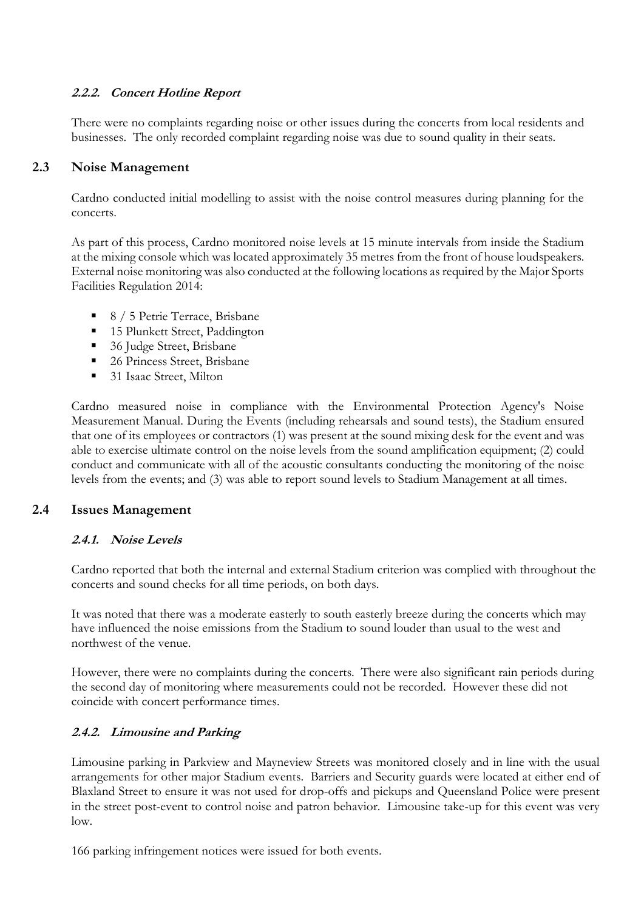#### 2.2.2. Concert Hotline Report

There were no complaints regarding noise or other issues during the concerts from local residents and businesses. The only recorded complaint regarding noise was due to sound quality in their seats.

### 2.3 Noise Management

Cardno conducted initial modelling to assist with the noise control measures during planning for the concerts.

As part of this process, Cardno monitored noise levels at 15 minute intervals from inside the Stadium at the mixing console which was located approximately 35 metres from the front of house loudspeakers. External noise monitoring was also conducted at the following locations as required by the Major Sports Facilities Regulation 2014:

- 8 / 5 Petrie Terrace, Brisbane
- 15 Plunkett Street, Paddington
- 36 Judge Street, Brisbane
- 26 Princess Street, Brisbane
- 31 Isaac Street, Milton

Cardno measured noise in compliance with the Environmental Protection Agency's Noise Measurement Manual. During the Events (including rehearsals and sound tests), the Stadium ensured that one of its employees or contractors (1) was present at the sound mixing desk for the event and was able to exercise ultimate control on the noise levels from the sound amplification equipment; (2) could conduct and communicate with all of the acoustic consultants conducting the monitoring of the noise levels from the events; and (3) was able to report sound levels to Stadium Management at all times.

### 2.4 Issues Management

#### 2.4.1. Noise Levels

Cardno reported that both the internal and external Stadium criterion was complied with throughout the concerts and sound checks for all time periods, on both days.

It was noted that there was a moderate easterly to south easterly breeze during the concerts which may have influenced the noise emissions from the Stadium to sound louder than usual to the west and northwest of the venue.

However, there were no complaints during the concerts. There were also significant rain periods during the second day of monitoring where measurements could not be recorded. However these did not coincide with concert performance times.

#### 2.4.2. Limousine and Parking

Limousine parking in Parkview and Mayneview Streets was monitored closely and in line with the usual arrangements for other major Stadium events. Barriers and Security guards were located at either end of Blaxland Street to ensure it was not used for drop-offs and pickups and Queensland Police were present in the street post-event to control noise and patron behavior. Limousine take-up for this event was very low.

166 parking infringement notices were issued for both events.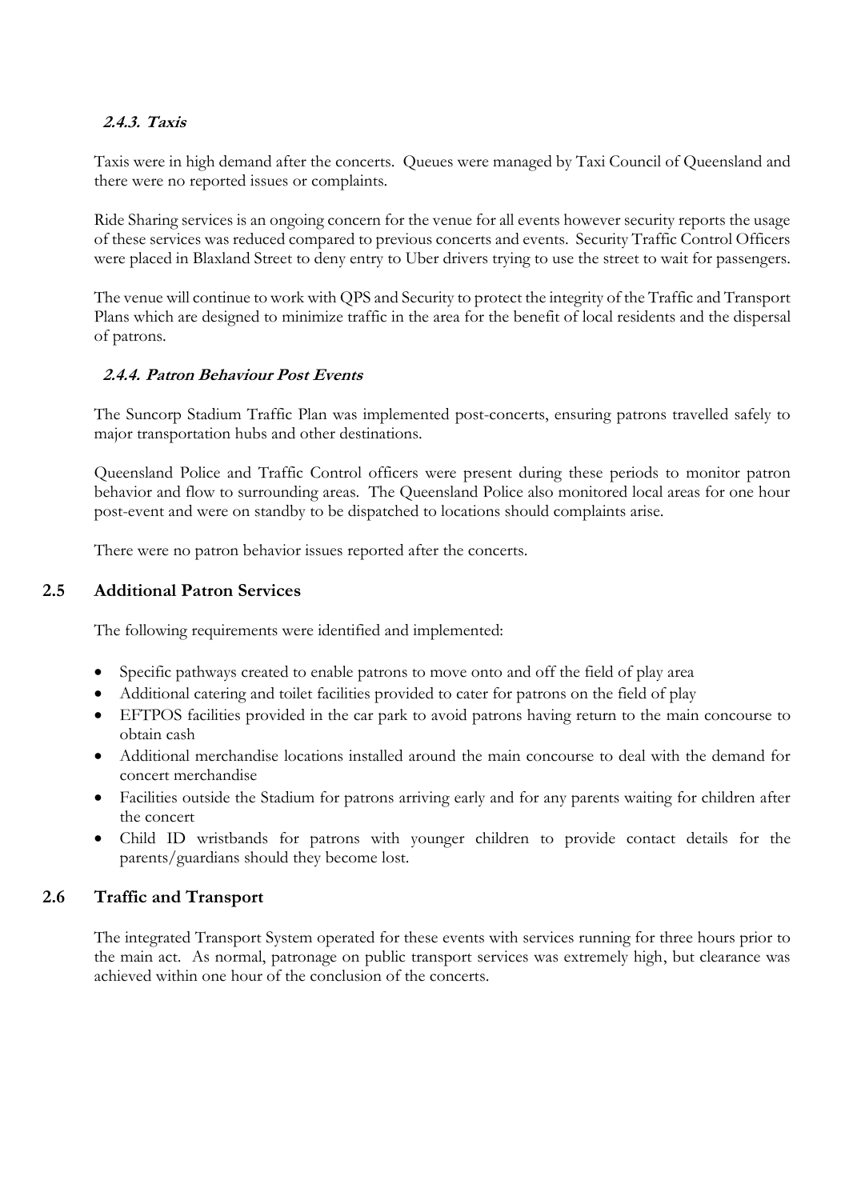#### *2.4.3. Taxis*

Taxis were in high demand after the concerts. Queues were managed by Taxi Council of Queensland and there were no reported issues or complaints.

Ride Sharing services is an ongoing concern for the venue for all events however security reports the usage of these services was reduced compared to previous concerts and events. Security Traffic Control Officers were placed in Blaxland Street to deny entry to Uber drivers trying to use the street to wait for passengers.

The venue will continue to work with QPS and Security to protect the integrity of the Traffic and Transport Plans which are designed to minimize traffic in the area for the benefit of local residents and the dispersal of patrons.

#### *2.4.4. Patron Behaviour Post Events*

The Suncorp Stadium Traffic Plan was implemented post-concerts, ensuring patrons travelled safely to major transportation hubs and other destinations.

Queensland Police and Traffic Control officers were present during these periods to monitor patron behavior and flow to surrounding areas. The Queensland Police also monitored local areas for one hour post-event and were on standby to be dispatched to locations should complaints arise.

There were no patron behavior issues reported after the concerts.

### 2.5 Additional Patron Services

The following requirements were identified and implemented:

- Specific pathways created to enable patrons to move onto and off the field of play area
- Additional catering and toilet facilities provided to cater for patrons on the field of play
- EFTPOS facilities provided in the car park to avoid patrons having return to the main concourse to obtain cash
- Additional merchandise locations installed around the main concourse to deal with the demand for concert merchandise
- Facilities outside the Stadium for patrons arriving early and for any parents waiting for children after the concert
- Child ID wristbands for patrons with younger children to provide contact details for the parents/guardians should they become lost.

### 2.6 Traffic and Transport

The integrated Transport System operated for these events with services running for three hours prior to the main act. As normal, patronage on public transport services was extremely high, but clearance was achieved within one hour of the conclusion of the concerts.